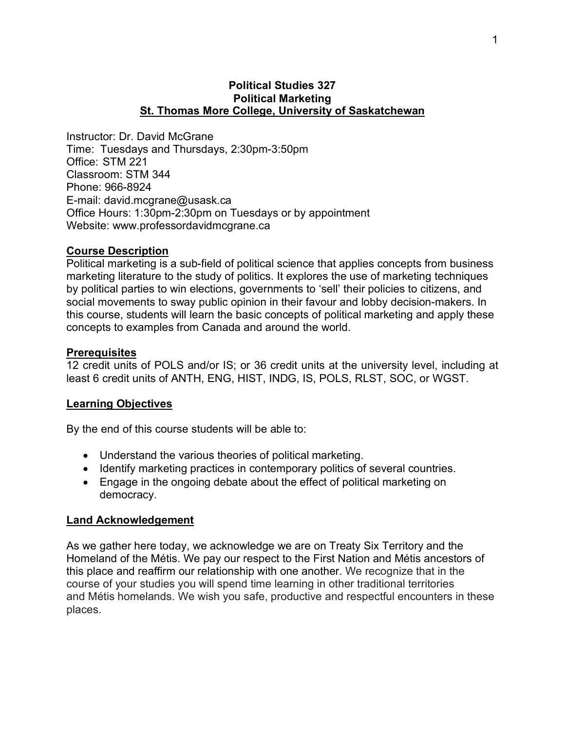# Political Studies 327
# Political Marketing
# St. Thomas More College, University of Saskatchewan

Instructor: Dr. David McGrane
Time: Tuesdays and Thursdays, 2:30pm-3:50pm
Office: STM 221
Classroom: STM 344
Phone: 966-8924
E-mail: david.mcgrane@usask.ca
Office Hours: 1:30pm-2:30pm on Tuesdays or by appointment
Website: www.professordavidmcgrane.ca

## Course Description

Political marketing is a sub-field of political science that applies concepts from business marketing literature to the study of politics. It explores the use of marketing techniques by political parties to win elections, governments to 'sell' their policies to citizens, and social movements to sway public opinion in their favour and lobby decision-makers. In this course, students will learn the basic concepts of political marketing and apply these concepts to examples from Canada and around the world.

## Prerequisites

12 credit units of POLS and/or IS; or 36 credit units at the university level, including at least 6 credit units of ANTH, ENG, HIST, INDG, IS, POLS, RLST, SOC, or WGST.

## Learning Objectives

By the end of this course students will be able to:

- Understand the various theories of political marketing.
- Identify marketing practices in contemporary politics of several countries.
- Engage in the ongoing debate about the effect of political marketing on democracy.

## Land Acknowledgement

As we gather here today, we acknowledge we are on Treaty Six Territory and the Homeland of the Métis. We pay our respect to the First Nation and Métis ancestors of this place and reaffirm our relationship with one another. We recognize that in the course of your studies you will spend time learning in other traditional territories and Métis homelands. We wish you safe, productive and respectful encounters in these places.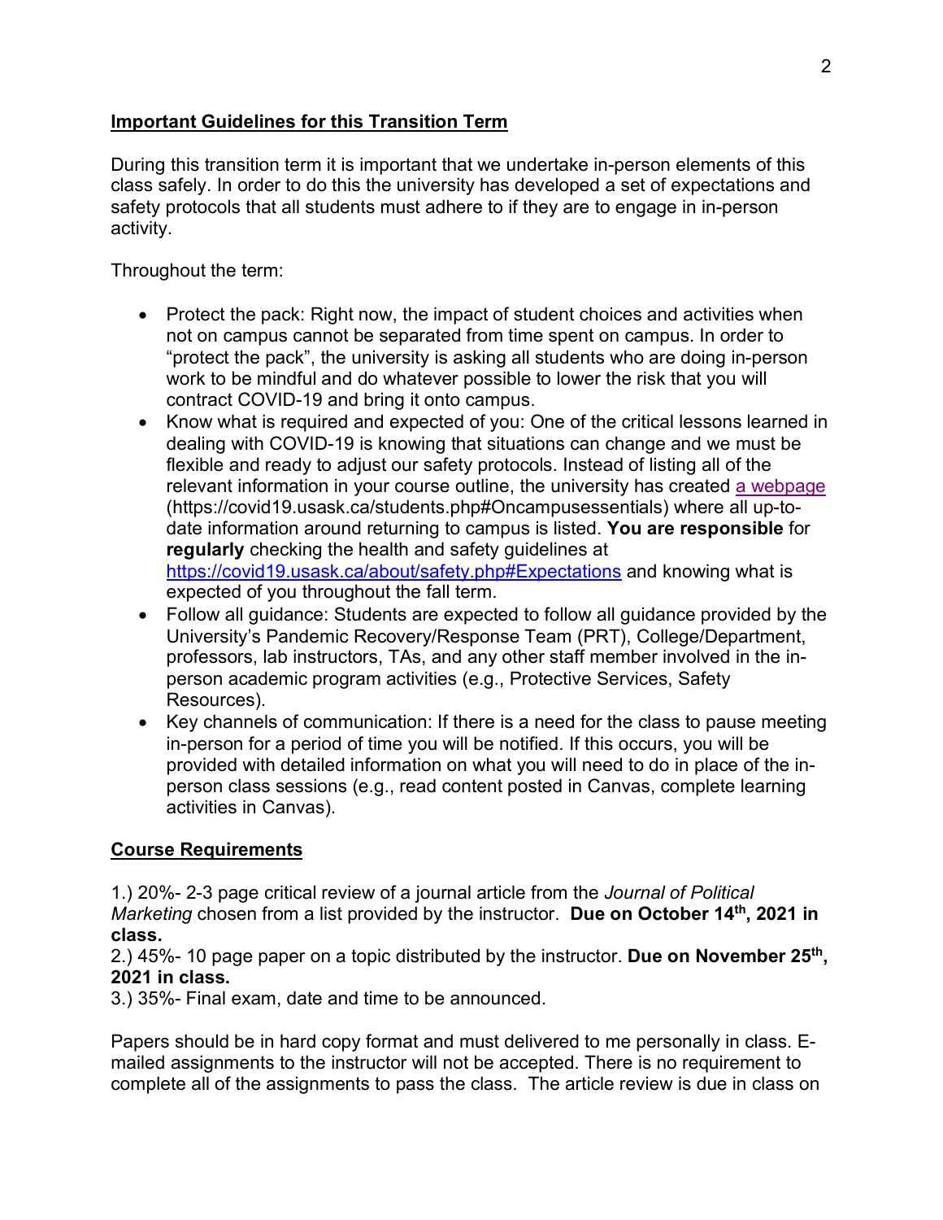## **Important Guidelines for this Transition Term**

During this transition term it is important that we undertake in-person elements of this class safely. In order to do this the university has developed a set of expectations and safety protocols that all students must adhere to if they are to engage in in-person activity.

Throughout the term:

- Protect the pack: Right now, the impact of student choices and activities when not on campus cannot be separated from time spent on campus. In order to "protect the pack", the university is asking all students who are doing in-person work to be mindful and do whatever possible to lower the risk that you will contract COVID-19 and bring it onto campus.
- Know what is required and expected of you: One of the critical lessons learned in dealing with COVID-19 is knowing that situations can change and we must be flexible and ready to adjust our safety protocols. Instead of listing all of the relevant information in your course outline, the university has created [a webpage](https://covid19.usask.ca/students.php#Oncampusessentials) (https://covid19.usask.ca/students.php#Oncampusessentials) where all up-to-date information around returning to campus is listed. **You are responsible** for **regularly** checking the health and safety guidelines at https://covid19.usask.ca/about/safety.php#Expectations and knowing what is expected of you throughout the fall term.
- Follow all guidance: Students are expected to follow all guidance provided by the University's Pandemic Recovery/Response Team (PRT), College/Department, professors, lab instructors, TAs, and any other staff member involved in the in-person academic program activities (e.g., Protective Services, Safety Resources).
- Key channels of communication: If there is a need for the class to pause meeting in-person for a period of time you will be notified. If this occurs, you will be provided with detailed information on what you will need to do in place of the in-person class sessions (e.g., read content posted in Canvas, complete learning activities in Canvas).

## **Course Requirements**

1.) 20%- 2-3 page critical review of a journal article from the *Journal of Political Marketing* chosen from a list provided by the instructor. **Due on October 14th, 2021 in class.**
2.) 45%- 10 page paper on a topic distributed by the instructor. **Due on November 25th, 2021 in class.**
3.) 35%- Final exam, date and time to be announced.

Papers should be in hard copy format and must delivered to me personally in class. E-mailed assignments to the instructor will not be accepted. There is no requirement to complete all of the assignments to pass the class. The article review is due in class on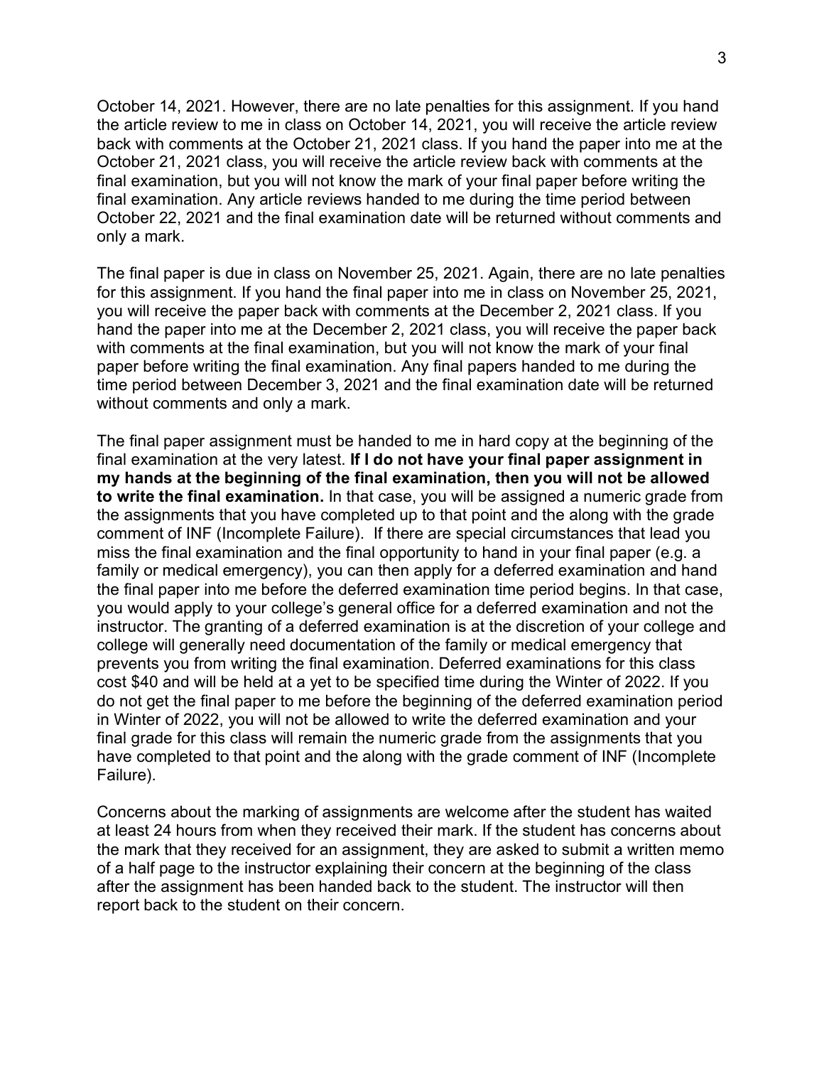October 14, 2021. However, there are no late penalties for this assignment. If you hand the article review to me in class on October 14, 2021, you will receive the article review back with comments at the October 21, 2021 class. If you hand the paper into me at the October 21, 2021 class, you will receive the article review back with comments at the final examination, but you will not know the mark of your final paper before writing the final examination. Any article reviews handed to me during the time period between October 22, 2021 and the final examination date will be returned without comments and only a mark.

The final paper is due in class on November 25, 2021. Again, there are no late penalties for this assignment. If you hand the final paper into me in class on November 25, 2021, you will receive the paper back with comments at the December 2, 2021 class. If you hand the paper into me at the December 2, 2021 class, you will receive the paper back with comments at the final examination, but you will not know the mark of your final paper before writing the final examination. Any final papers handed to me during the time period between December 3, 2021 and the final examination date will be returned without comments and only a mark.

The final paper assignment must be handed to me in hard copy at the beginning of the final examination at the very latest. **If I do not have your final paper assignment in my hands at the beginning of the final examination, then you will not be allowed to write the final examination.** In that case, you will be assigned a numeric grade from the assignments that you have completed up to that point and the along with the grade comment of INF (Incomplete Failure). If there are special circumstances that lead you miss the final examination and the final opportunity to hand in your final paper (e.g. a family or medical emergency), you can then apply for a deferred examination and hand the final paper into me before the deferred examination time period begins. In that case, you would apply to your college's general office for a deferred examination and not the instructor. The granting of a deferred examination is at the discretion of your college and college will generally need documentation of the family or medical emergency that prevents you from writing the final examination. Deferred examinations for this class cost $40 and will be held at a yet to be specified time during the Winter of 2022. If you do not get the final paper to me before the beginning of the deferred examination period in Winter of 2022, you will not be allowed to write the deferred examination and your final grade for this class will remain the numeric grade from the assignments that you have completed to that point and the along with the grade comment of INF (Incomplete Failure).

Concerns about the marking of assignments are welcome after the student has waited at least 24 hours from when they received their mark. If the student has concerns about the mark that they received for an assignment, they are asked to submit a written memo of a half page to the instructor explaining their concern at the beginning of the class after the assignment has been handed back to the student. The instructor will then report back to the student on their concern.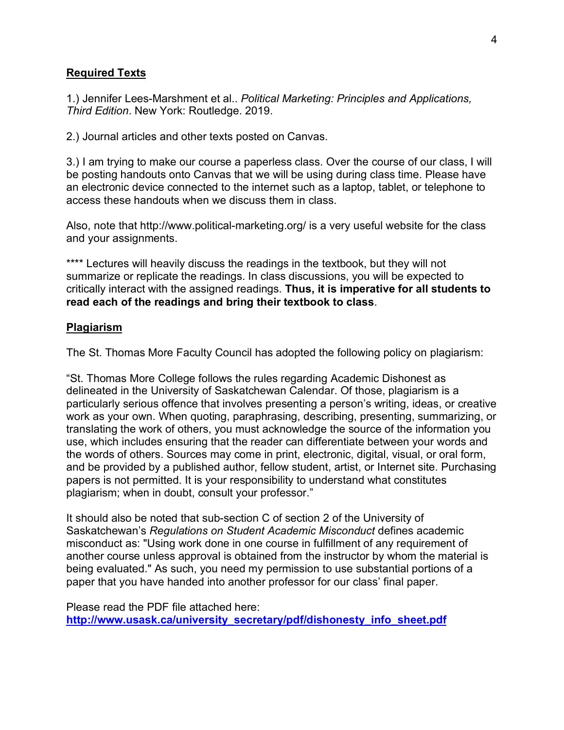## Required Texts

1.) Jennifer Lees-Marshment et al.. *Political Marketing: Principles and Applications, Third Edition*. New York: Routledge. 2019.

2.) Journal articles and other texts posted on Canvas.

3.) I am trying to make our course a paperless class. Over the course of our class, I will be posting handouts onto Canvas that we will be using during class time. Please have an electronic device connected to the internet such as a laptop, tablet, or telephone to access these handouts when we discuss them in class.

Also, note that http://www.political-marketing.org/ is a very useful website for the class and your assignments.

**** Lectures will heavily discuss the readings in the textbook, but they will not summarize or replicate the readings. In class discussions, you will be expected to critically interact with the assigned readings. **Thus, it is imperative for all students to read each of the readings and bring their textbook to class**.

## Plagiarism

The St. Thomas More Faculty Council has adopted the following policy on plagiarism:

"St. Thomas More College follows the rules regarding Academic Dishonest as delineated in the University of Saskatchewan Calendar. Of those, plagiarism is a particularly serious offence that involves presenting a person's writing, ideas, or creative work as your own. When quoting, paraphrasing, describing, presenting, summarizing, or translating the work of others, you must acknowledge the source of the information you use, which includes ensuring that the reader can differentiate between your words and the words of others. Sources may come in print, electronic, digital, visual, or oral form, and be provided by a published author, fellow student, artist, or Internet site. Purchasing papers is not permitted. It is your responsibility to understand what constitutes plagiarism; when in doubt, consult your professor."

It should also be noted that sub-section C of section 2 of the University of Saskatchewan's *Regulations on Student Academic Misconduct* defines academic misconduct as: "Using work done in one course in fulfillment of any requirement of another course unless approval is obtained from the instructor by whom the material is being evaluated." As such, you need my permission to use substantial portions of a paper that you have handed into another professor for our class' final paper.

Please read the PDF file attached here:
**http://www.usask.ca/university_secretary/pdf/dishonesty_info_sheet.pdf**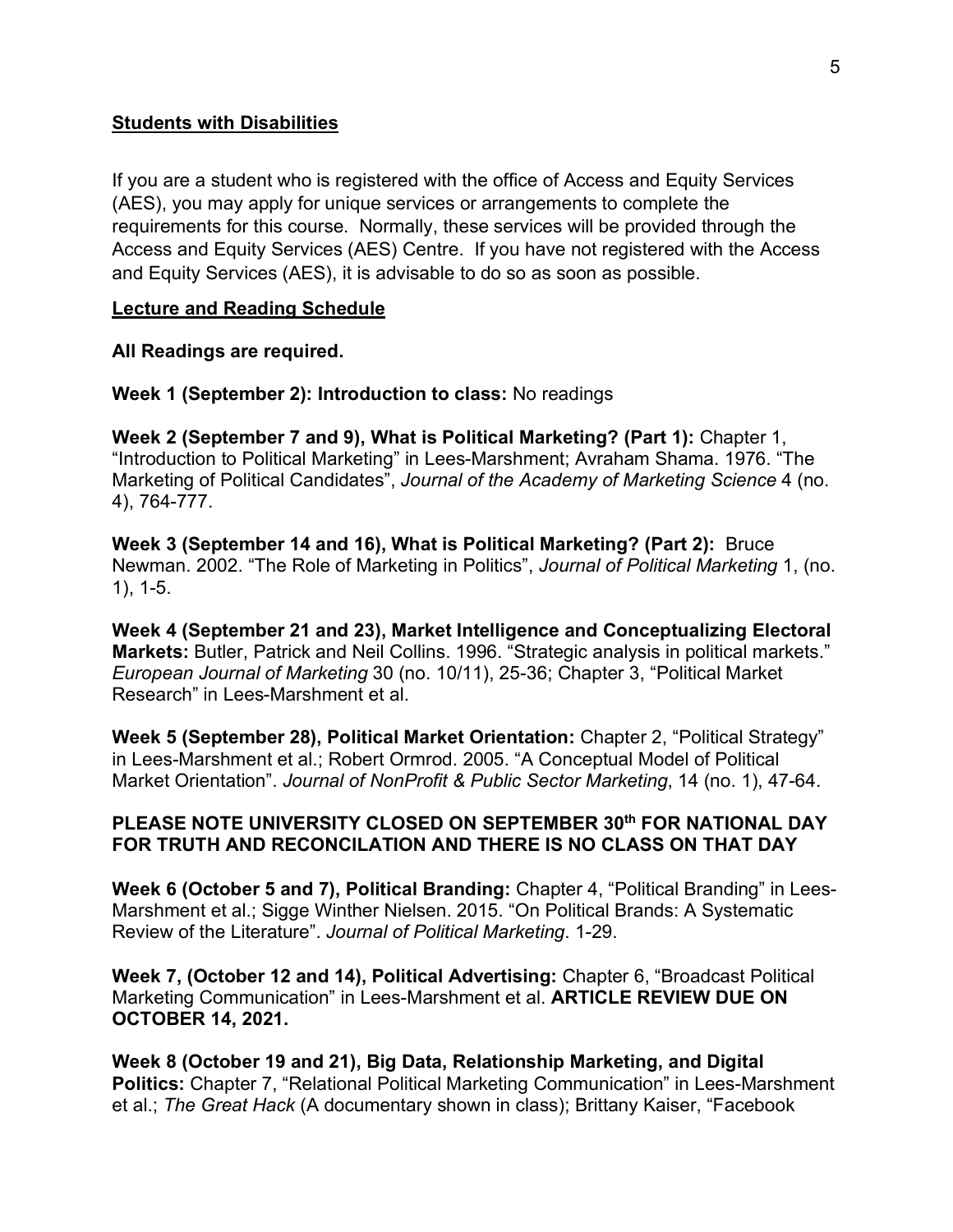## Students with Disabilities

If you are a student who is registered with the office of Access and Equity Services (AES), you may apply for unique services or arrangements to complete the requirements for this course. Normally, these services will be provided through the Access and Equity Services (AES) Centre. If you have not registered with the Access and Equity Services (AES), it is advisable to do so as soon as possible.

## Lecture and Reading Schedule

**All Readings are required.**

**Week 1 (September 2): Introduction to class:** No readings

**Week 2 (September 7 and 9), What is Political Marketing? (Part 1):** Chapter 1, "Introduction to Political Marketing" in Lees-Marshment; Avraham Shama. 1976. "The Marketing of Political Candidates", *Journal of the Academy of Marketing Science* 4 (no. 4), 764-777.

**Week 3 (September 14 and 16), What is Political Marketing? (Part 2):** Bruce Newman. 2002. "The Role of Marketing in Politics", *Journal of Political Marketing* 1, (no. 1), 1-5.

**Week 4 (September 21 and 23), Market Intelligence and Conceptualizing Electoral Markets:** Butler, Patrick and Neil Collins. 1996. "Strategic analysis in political markets." *European Journal of Marketing* 30 (no. 10/11), 25-36; Chapter 3, "Political Market Research" in Lees-Marshment et al.

**Week 5 (September 28), Political Market Orientation:** Chapter 2, "Political Strategy" in Lees-Marshment et al.; Robert Ormrod. 2005. "A Conceptual Model of Political Market Orientation". *Journal of NonProfit & Public Sector Marketing*, 14 (no. 1), 47-64.

**PLEASE NOTE UNIVERSITY CLOSED ON SEPTEMBER 30th FOR NATIONAL DAY FOR TRUTH AND RECONCILATION AND THERE IS NO CLASS ON THAT DAY**

**Week 6 (October 5 and 7), Political Branding:** Chapter 4, "Political Branding" in Lees-Marshment et al.; Sigge Winther Nielsen. 2015. "On Political Brands: A Systematic Review of the Literature". *Journal of Political Marketing*. 1-29.

**Week 7, (October 12 and 14), Political Advertising:** Chapter 6, "Broadcast Political Marketing Communication" in Lees-Marshment et al. **ARTICLE REVIEW DUE ON OCTOBER 14, 2021.**

**Week 8 (October 19 and 21), Big Data, Relationship Marketing, and Digital Politics:** Chapter 7, "Relational Political Marketing Communication" in Lees-Marshment et al.; *The Great Hack* (A documentary shown in class); Brittany Kaiser, "Facebook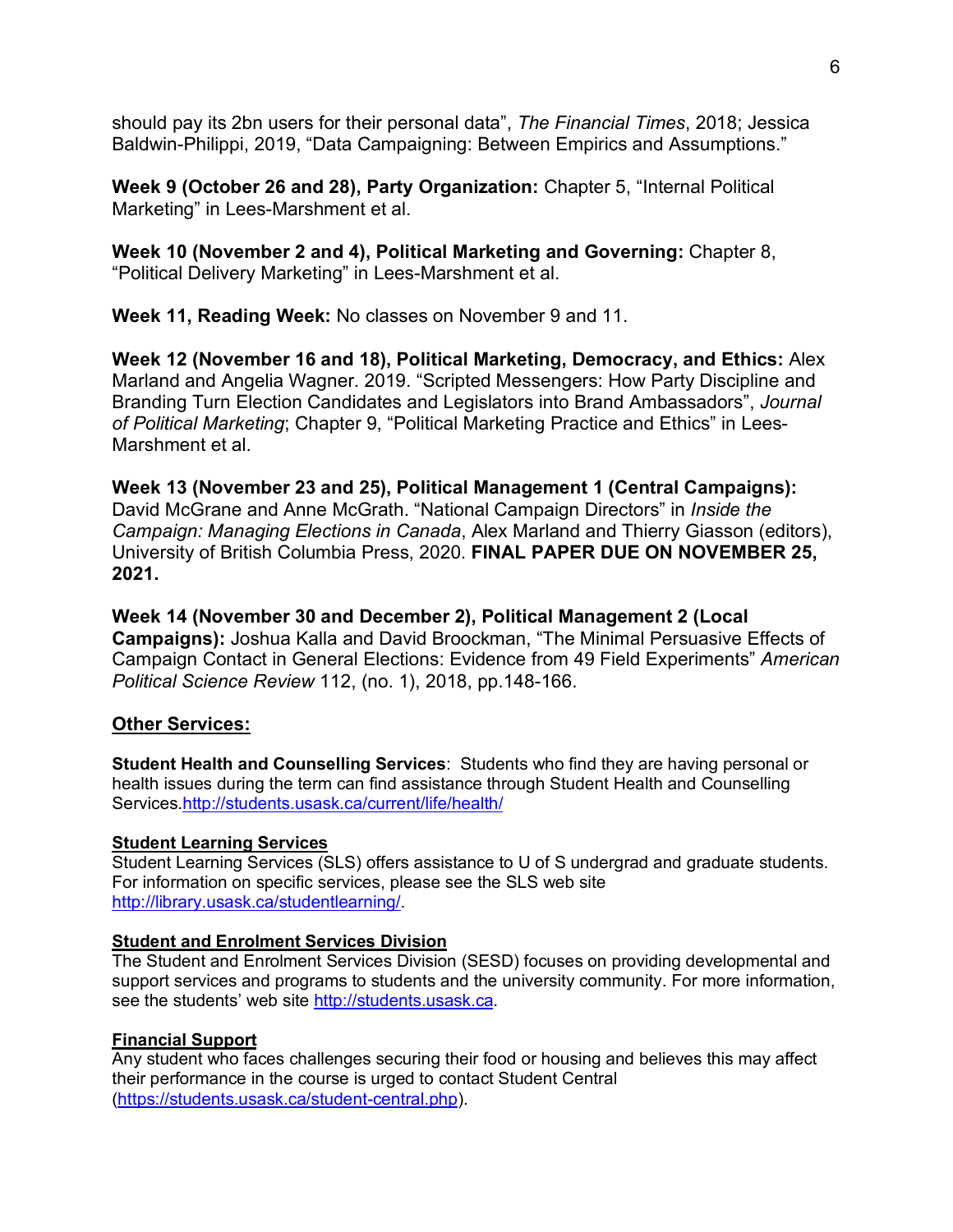should pay its 2bn users for their personal data", *The Financial Times*, 2018; Jessica Baldwin-Philippi, 2019, "Data Campaigning: Between Empirics and Assumptions."

**Week 9 (October 26 and 28), Party Organization:** Chapter 5, "Internal Political Marketing" in Lees-Marshment et al.

**Week 10 (November 2 and 4), Political Marketing and Governing:** Chapter 8, "Political Delivery Marketing" in Lees-Marshment et al.

**Week 11, Reading Week:** No classes on November 9 and 11.

**Week 12 (November 16 and 18), Political Marketing, Democracy, and Ethics:** Alex Marland and Angelia Wagner. 2019. "Scripted Messengers: How Party Discipline and Branding Turn Election Candidates and Legislators into Brand Ambassadors", *Journal of Political Marketing*; Chapter 9, "Political Marketing Practice and Ethics" in Lees-Marshment et al.

**Week 13 (November 23 and 25), Political Management 1 (Central Campaigns):** David McGrane and Anne McGrath. "National Campaign Directors" in *Inside the Campaign: Managing Elections in Canada*, Alex Marland and Thierry Giasson (editors), University of British Columbia Press, 2020. **FINAL PAPER DUE ON NOVEMBER 25, 2021.**

**Week 14 (November 30 and December 2), Political Management 2 (Local Campaigns):** Joshua Kalla and David Broockman, "The Minimal Persuasive Effects of Campaign Contact in General Elections: Evidence from 49 Field Experiments" *American Political Science Review* 112, (no. 1), 2018, pp.148-166.

## Other Services:

**Student Health and Counselling Services**: Students who find they are having personal or health issues during the term can find assistance through Student Health and Counselling Services.http://students.usask.ca/current/life/health/

### Student Learning Services

Student Learning Services (SLS) offers assistance to U of S undergrad and graduate students. For information on specific services, please see the SLS web site http://library.usask.ca/studentlearning/.

### Student and Enrolment Services Division

The Student and Enrolment Services Division (SESD) focuses on providing developmental and support services and programs to students and the university community. For more information, see the students' web site http://students.usask.ca.

### Financial Support

Any student who faces challenges securing their food or housing and believes this may affect their performance in the course is urged to contact Student Central (https://students.usask.ca/student-central.php).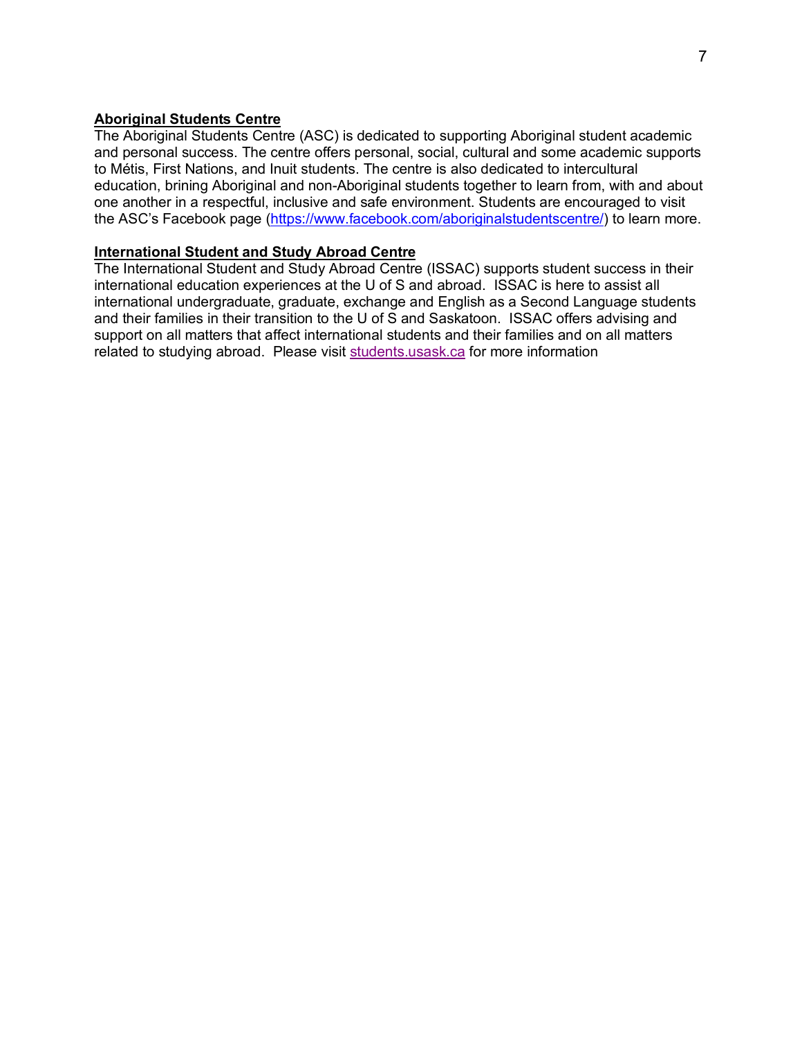**Aboriginal Students Centre**

The Aboriginal Students Centre (ASC) is dedicated to supporting Aboriginal student academic and personal success. The centre offers personal, social, cultural and some academic supports to Métis, First Nations, and Inuit students. The centre is also dedicated to intercultural education, brining Aboriginal and non-Aboriginal students together to learn from, with and about one another in a respectful, inclusive and safe environment. Students are encouraged to visit the ASC's Facebook page (https://www.facebook.com/aboriginalstudentscentre/) to learn more.

**International Student and Study Abroad Centre**

The International Student and Study Abroad Centre (ISSAC) supports student success in their international education experiences at the U of S and abroad. ISSAC is here to assist all international undergraduate, graduate, exchange and English as a Second Language students and their families in their transition to the U of S and Saskatoon. ISSAC offers advising and support on all matters that affect international students and their families and on all matters related to studying abroad. Please visit students.usask.ca for more information